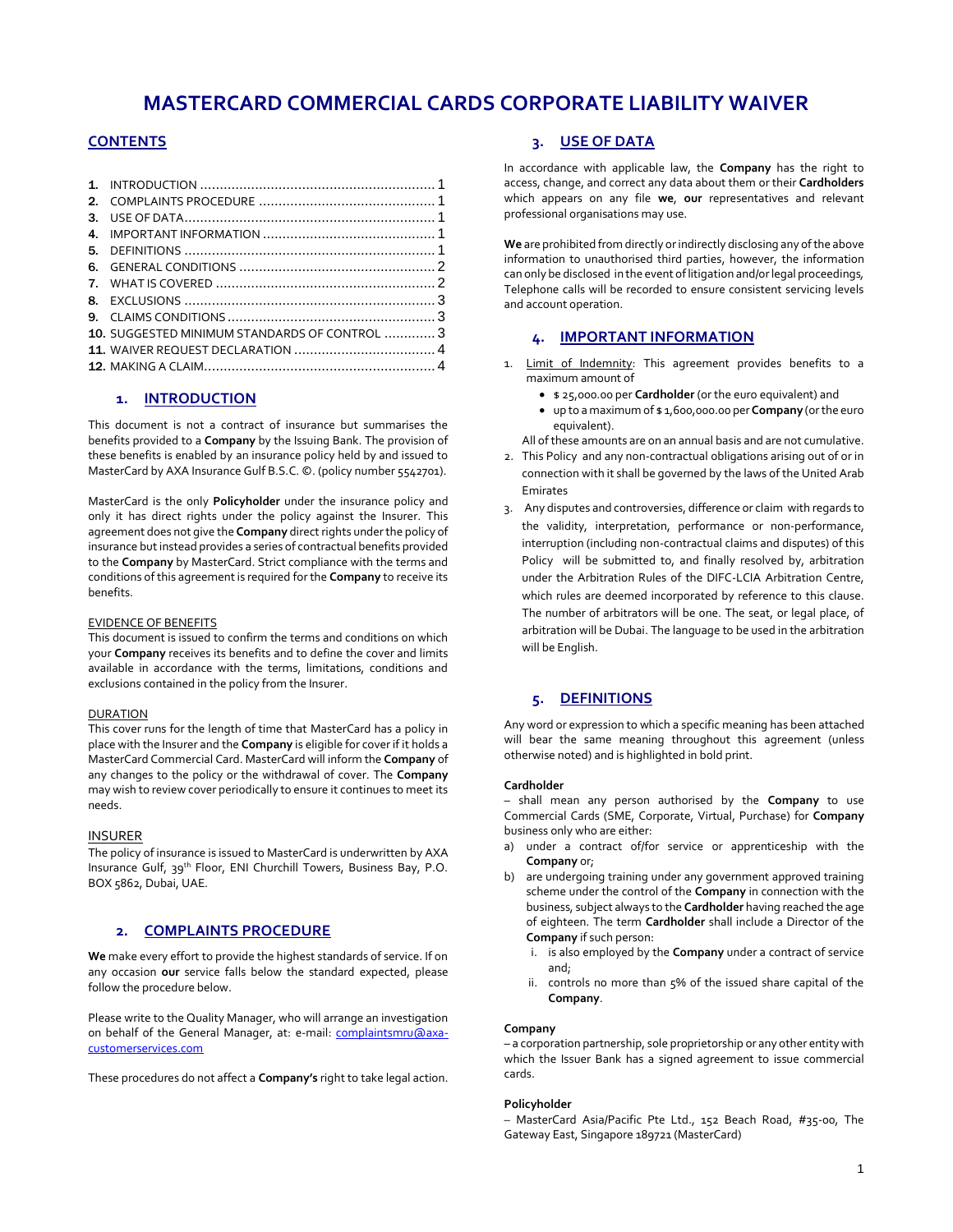# MASTERCARD COMMERCIAL CARDS CORPORATE LIABILITY WAIVER

## CONTENTS

1. INTRODUCTION ........................................................... 1
2. COMPLAINTS PROCEDURE ............................................ 1
3. USE OF DATA ............................................................... 1
4. IMPORTANT INFORMATION ............................................ 1
5. DEFINITIONS ............................................................... 1
6. GENERAL CONDITIONS ................................................. 2
7. WHAT IS COVERED ....................................................... 2
8. EXCLUSIONS ............................................................... 3
9. CLAIMS CONDITIONS .................................................... 3
10. SUGGESTED MINIMUM STANDARDS OF CONTROL ............ 3
11. WAIVER REQUEST DECLARATION ................................... 4
12. MAKING A CLAIM .......................................................... 4

## 1. INTRODUCTION

This document is not a contract of insurance but summarises the benefits provided to a **Company** by the Issuing Bank. The provision of these benefits is enabled by an insurance policy held by and issued to MasterCard by AXA Insurance Gulf B.S.C. ©. (policy number 5542701).

MasterCard is the only **Policyholder** under the insurance policy and only it has direct rights under the policy against the Insurer. This agreement does not give the **Company** direct rights under the policy of insurance but instead provides a series of contractual benefits provided to the **Company** by MasterCard. Strict compliance with the terms and conditions of this agreement is required for the **Company** to receive its benefits.

EVIDENCE OF BENEFITS

This document is issued to confirm the terms and conditions on which your **Company** receives its benefits and to define the cover and limits available in accordance with the terms, limitations, conditions and exclusions contained in the policy from the Insurer.

DURATION

This cover runs for the length of time that MasterCard has a policy in place with the Insurer and the **Company** is eligible for cover if it holds a MasterCard Commercial Card. MasterCard will inform the **Company** of any changes to the policy or the withdrawal of cover. The **Company** may wish to review cover periodically to ensure it continues to meet its needs.

INSURER

The policy of insurance is issued to MasterCard is underwritten by AXA Insurance Gulf, 39th Floor, ENI Churchill Towers, Business Bay, P.O. BOX 5862, Dubai, UAE.

## 2. COMPLAINTS PROCEDURE

**We** make every effort to provide the highest standards of service. If on any occasion **our** service falls below the standard expected, please follow the procedure below.

Please write to the Quality Manager, who will arrange an investigation on behalf of the General Manager, at: e-mail: complaintsmru@axa-customerservices.com

These procedures do not affect a **Company's** right to take legal action.

## 3. USE OF DATA

In accordance with applicable law, the **Company** has the right to access, change, and correct any data about them or their **Cardholders** which appears on any file **we**, **our** representatives and relevant professional organisations may use.

**We** are prohibited from directly or indirectly disclosing any of the above information to unauthorised third parties, however, the information can only be disclosed in the event of litigation and/or legal proceedings, Telephone calls will be recorded to ensure consistent servicing levels and account operation.

## 4. IMPORTANT INFORMATION

1. Limit of Indemnity: This agreement provides benefits to a maximum amount of
   - $ 25,000.00 per **Cardholder** (or the euro equivalent) and
   - up to a maximum of $ 1,600,000.00 per **Company** (or the euro equivalent).

   All of these amounts are on an annual basis and are not cumulative.
2. This Policy and any non-contractual obligations arising out of or in connection with it shall be governed by the laws of the United Arab Emirates
3. Any disputes and controversies, difference or claim with regards to the validity, interpretation, performance or non-performance, interruption (including non-contractual claims and disputes) of this Policy will be submitted to, and finally resolved by, arbitration under the Arbitration Rules of the DIFC-LCIA Arbitration Centre, which rules are deemed incorporated by reference to this clause. The number of arbitrators will be one. The seat, or legal place, of arbitration will be Dubai. The language to be used in the arbitration will be English.

## 5. DEFINITIONS

Any word or expression to which a specific meaning has been attached will bear the same meaning throughout this agreement (unless otherwise noted) and is highlighted in bold print.

**Cardholder**

– shall mean any person authorised by the **Company** to use Commercial Cards (SME, Corporate, Virtual, Purchase) for **Company** business only who are either:

a) under a contract of/for service or apprenticeship with the **Company** or;
b) are undergoing training under any government approved training scheme under the control of the **Company** in connection with the business, subject always to the **Cardholder** having reached the age of eighteen. The term **Cardholder** shall include a Director of the **Company** if such person:
   i. is also employed by the **Company** under a contract of service and;
   ii. controls no more than 5% of the issued share capital of the **Company**.

**Company**

– a corporation partnership, sole proprietorship or any other entity with which the Issuer Bank has a signed agreement to issue commercial cards.

**Policyholder**

– MasterCard Asia/Pacific Pte Ltd., 152 Beach Road, #35-00, The Gateway East, Singapore 189721 (MasterCard)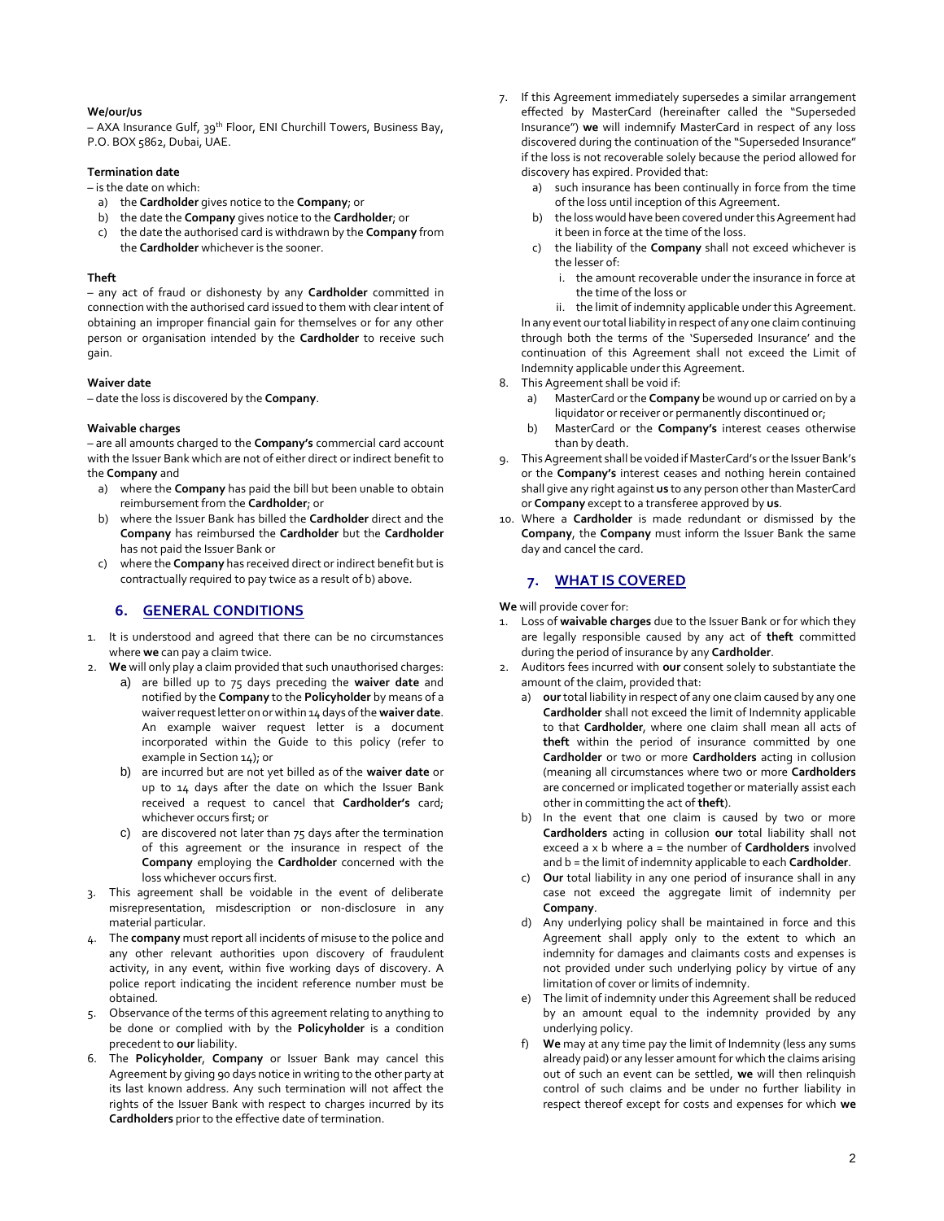**We/our/us**

– AXA Insurance Gulf, 39th Floor, ENI Churchill Towers, Business Bay, P.O. BOX 5862, Dubai, UAE.

**Termination date**

– is the date on which:

a) the **Cardholder** gives notice to the **Company**; or
b) the date the **Company** gives notice to the **Cardholder**; or
c) the date the authorised card is withdrawn by the **Company** from the **Cardholder** whichever is the sooner.

**Theft**

– any act of fraud or dishonesty by any **Cardholder** committed in connection with the authorised card issued to them with clear intent of obtaining an improper financial gain for themselves or for any other person or organisation intended by the **Cardholder** to receive such gain.

**Waiver date**

– date the loss is discovered by the **Company**.

**Waivable charges**

– are all amounts charged to the **Company's** commercial card account with the Issuer Bank which are not of either direct or indirect benefit to the **Company** and

a) where the **Company** has paid the bill but been unable to obtain reimbursement from the **Cardholder**; or
b) where the Issuer Bank has billed the **Cardholder** direct and the **Company** has reimbursed the **Cardholder** but the **Cardholder** has not paid the Issuer Bank or
c) where the **Company** has received direct or indirect benefit but is contractually required to pay twice as a result of b) above.

## 6. GENERAL CONDITIONS

1. It is understood and agreed that there can be no circumstances where **we** can pay a claim twice.
2. **We** will only play a claim provided that such unauthorised charges:
   a) are billed up to 75 days preceding the **waiver date** and notified by the **Company** to the **Policyholder** by means of a waiver request letter on or within 14 days of the **waiver date**. An example waiver request letter is a document incorporated within the Guide to this policy (refer to example in Section 14); or
   b) are incurred but are not yet billed as of the **waiver date** or up to 14 days after the date on which the Issuer Bank received a request to cancel that **Cardholder's** card; whichever occurs first; or
   c) are discovered not later than 75 days after the termination of this agreement or the insurance in respect of the **Company** employing the **Cardholder** concerned with the loss whichever occurs first.
3. This agreement shall be voidable in the event of deliberate misrepresentation, misdescription or non-disclosure in any material particular.
4. The **company** must report all incidents of misuse to the police and any other relevant authorities upon discovery of fraudulent activity, in any event, within five working days of discovery. A police report indicating the incident reference number must be obtained.
5. Observance of the terms of this agreement relating to anything to be done or complied with by the **Policyholder** is a condition precedent to **our** liability.
6. The **Policyholder**, **Company** or Issuer Bank may cancel this Agreement by giving 90 days notice in writing to the other party at its last known address. Any such termination will not affect the rights of the Issuer Bank with respect to charges incurred by its **Cardholders** prior to the effective date of termination.
7. If this Agreement immediately supersedes a similar arrangement effected by MasterCard (hereinafter called the "Superseded Insurance") **we** will indemnify MasterCard in respect of any loss discovered during the continuation of the "Superseded Insurance" if the loss is not recoverable solely because the period allowed for discovery has expired. Provided that:
   a) such insurance has been continually in force from the time of the loss until inception of this Agreement.
   b) the loss would have been covered under this Agreement had it been in force at the time of the loss.
   c) the liability of the **Company** shall not exceed whichever is the lesser of:
      i. the amount recoverable under the insurance in force at the time of the loss or
      ii. the limit of indemnity applicable under this Agreement.

   In any event our total liability in respect of any one claim continuing through both the terms of the 'Superseded Insurance' and the continuation of this Agreement shall not exceed the Limit of Indemnity applicable under this Agreement.
8. This Agreement shall be void if:
   a) MasterCard or the **Company** be wound up or carried on by a liquidator or receiver or permanently discontinued or;
   b) MasterCard or the **Company's** interest ceases otherwise than by death.
9. This Agreement shall be voided if MasterCard's or the Issuer Bank's or the **Company's** interest ceases and nothing herein contained shall give any right against **us** to any person other than MasterCard or **Company** except to a transferee approved by **us**.
10. Where a **Cardholder** is made redundant or dismissed by the **Company**, the **Company** must inform the Issuer Bank the same day and cancel the card.

## 7. WHAT IS COVERED

**We** will provide cover for:

1. Loss of **waivable charges** due to the Issuer Bank or for which they are legally responsible caused by any act of **theft** committed during the period of insurance by any **Cardholder**.
2. Auditors fees incurred with **our** consent solely to substantiate the amount of the claim, provided that:
   a) **our** total liability in respect of any one claim caused by any one **Cardholder** shall not exceed the limit of indemnity applicable to that **Cardholder**, where one claim shall mean all acts of **theft** within the period of insurance committed by one **Cardholder** or two or more **Cardholders** acting in collusion (meaning all circumstances where two or more **Cardholders** are concerned or implicated together or materially assist each other in committing the act of **theft**).
   b) In the event that one claim is caused by two or more **Cardholders** acting in collusion **our** total liability shall not exceed a x b where a = the number of **Cardholders** involved and b = the limit of indemnity applicable to each **Cardholder**.
   c) **Our** total liability in any one period of insurance shall in any case not exceed the aggregate limit of indemnity per **Company**.
   d) Any underlying policy shall be maintained in force and this Agreement shall apply only to the extent to which an indemnity for damages and claimants costs and expenses is not provided under such underlying policy by virtue of any limitation of cover or limits of indemnity.
   e) The limit of indemnity under this Agreement shall be reduced by an amount equal to the indemnity provided by any underlying policy.
   f) **We** may at any time pay the limit of Indemnity (less any sums already paid) or any lesser amount for which the claims arising out of such an event can be settled, **we** will then relinquish control of such claims and be under no further liability in respect thereof except for costs and expenses for which **we**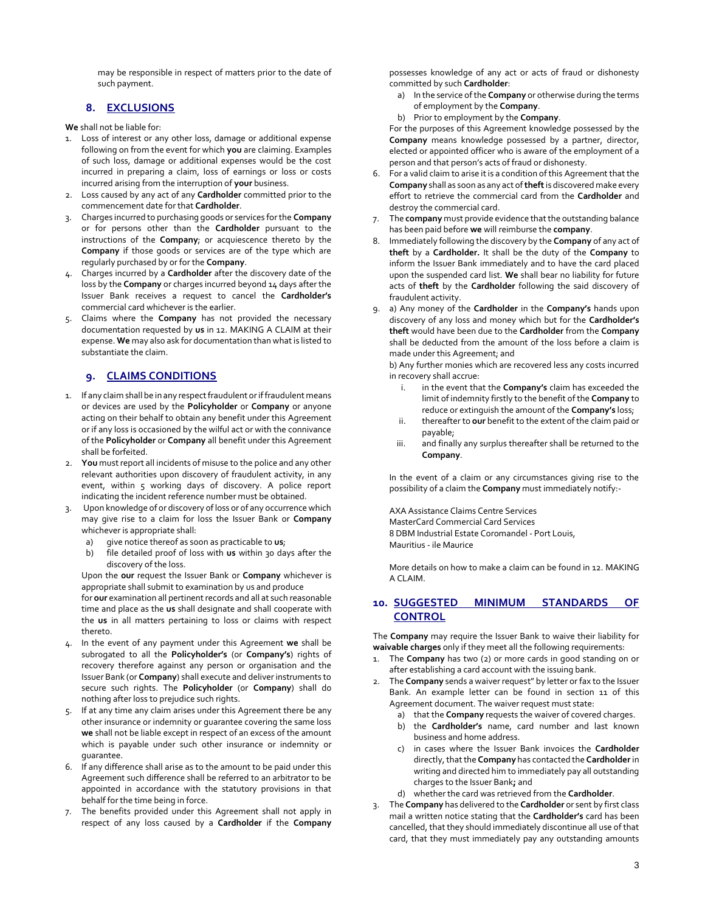may be responsible in respect of matters prior to the date of such payment.

## 8. EXCLUSIONS

**We** shall not be liable for:

1. Loss of interest or any other loss, damage or additional expense following on from the event for which **you** are claiming. Examples of such loss, damage or additional expenses would be the cost incurred in preparing a claim, loss of earnings or loss or costs incurred arising from the interruption of **your** business.
2. Loss caused by any act of any **Cardholder** committed prior to the commencement date for that **Cardholder**.
3. Charges incurred to purchasing goods or services for the **Company** or for persons other than the **Cardholder** pursuant to the instructions of the **Company**; or acquiescence thereto by the **Company** if those goods or services are of the type which are regularly purchased by or for the **Company**.
4. Charges incurred by a **Cardholder** after the discovery date of the loss by the **Company** or charges incurred beyond 14 days after the Issuer Bank receives a request to cancel the **Cardholder's** commercial card whichever is the earlier.
5. Claims where the **Company** has not provided the necessary documentation requested by **us** in 12. MAKING A CLAIM at their expense. **We** may also ask for documentation than what is listed to substantiate the claim.

## 9. CLAIMS CONDITIONS

1. If any claim shall be in any respect fraudulent or if fraudulent means or devices are used by the **Policyholder** or **Company** or anyone acting on their behalf to obtain any benefit under this Agreement or if any loss is occasioned by the wilful act or with the connivance of the **Policyholder** or **Company** all benefit under this Agreement shall be forfeited.
2. **You** must report all incidents of misuse to the police and any other relevant authorities upon discovery of fraudulent activity, in any event, within 5 working days of discovery. A police report indicating the incident reference number must be obtained.
3. Upon knowledge of or discovery of loss or of any occurrence which may give rise to a claim for loss the Issuer Bank or **Company** whichever is appropriate shall:
   a) give notice thereof as soon as practicable to **us**;
   b) file detailed proof of loss with **us** within 30 days after the discovery of the loss.

   Upon the **our** request the Issuer Bank or **Company** whichever is appropriate shall submit to examination by us and produce for **our** examination all pertinent records and all at such reasonable time and place as the **us** shall designate and shall cooperate with the **us** in all matters pertaining to loss or claims with respect thereto.
4. In the event of any payment under this Agreement **we** shall be subrogated to all the **Policyholder's** (or **Company's**) rights of recovery therefore against any person or organisation and the Issuer Bank (or **Company**) shall execute and deliver instruments to secure such rights. The **Policyholder** (or **Company**) shall do nothing after loss to prejudice such rights.
5. If at any time any claim arises under this Agreement there be any other insurance or indemnity or guarantee covering the same loss **we** shall not be liable except in respect of an excess of the amount which is payable under such other insurance or indemnity or guarantee.
6. If any difference shall arise as to the amount to be paid under this Agreement such difference shall be referred to an arbitrator to be appointed in accordance with the statutory provisions in that behalf for the time being in force.
7. The benefits provided under this Agreement shall not apply in respect of any loss caused by a **Cardholder** if the **Company** possesses knowledge of any act or acts of fraud or dishonesty committed by such **Cardholder**:
   a) In the service of the **Company** or otherwise during the terms of employment by the **Company**.
   b) Prior to employment by the **Company**.

   For the purposes of this Agreement knowledge possessed by the **Company** means knowledge possessed by a partner, director, elected or appointed officer who is aware of the employment of a person and that person's acts of fraud or dishonesty.
8. For a valid claim to arise it is a condition of this Agreement that the **Company** shall as soon as any act of **theft** is discovered make every effort to retrieve the commercial card from the **Cardholder** and destroy the commercial card.
9. The **company** must provide evidence that the outstanding balance has been paid before **we** will reimburse the **company**.
10. Immediately following the discovery by the **Company** of any act of **theft** by a **Cardholder.** It shall be the duty of the **Company** to inform the Issuer Bank immediately and to have the card placed upon the suspended card list. **We** shall bear no liability for future acts of **theft** by the **Cardholder** following the said discovery of fraudulent activity.
11. a) Any money of the **Cardholder** in the **Company's** hands upon discovery of any loss and money which but for the **Cardholder's theft** would have been due to the **Cardholder** from the **Company** shall be deducted from the amount of the loss before a claim is made under this Agreement; and

    b) Any further monies which are recovered less any costs incurred in recovery shall accrue:
       i. in the event that the **Company's** claim has exceeded the limit of indemnity firstly to the benefit of the **Company** to reduce or extinguish the amount of the **Company's** loss;
       ii. thereafter to **our** benefit to the extent of the claim paid or payable;
       iii. and finally any surplus thereafter shall be returned to the **Company**.

In the event of a claim or any circumstances giving rise to the possibility of a claim the **Company** must immediately notify:-

AXA Assistance Claims Centre Services
MasterCard Commercial Card Services
8 DBM Industrial Estate Coromandel - Port Louis,
Mauritius - ile Maurice

More details on how to make a claim can be found in 12. MAKING A CLAIM.

## 10. SUGGESTED MINIMUM STANDARDS OF CONTROL

The **Company** may require the Issuer Bank to waive their liability for **waivable charges** only if they meet all the following requirements:

1. The **Company** has two (2) or more cards in good standing on or after establishing a card account with the issuing bank.
2. The **Company** sends a waiver request" by letter or fax to the Issuer Bank. An example letter can be found in section 11 of this Agreement document. The waiver request must state:
   a) that the **Company** requests the waiver of covered charges.
   b) the **Cardholder's** name, card number and last known business and home address.
   c) in cases where the Issuer Bank invoices the **Cardholder** directly, that the **Company** has contacted the **Cardholder** in writing and directed him to immediately pay all outstanding charges to the Issuer Bank**;** and
   d) whether the card was retrieved from the **Cardholder**.
3. The **Company** has delivered to the **Cardholder** or sent by first class mail a written notice stating that the **Cardholder's** card has been cancelled, that they should immediately discontinue all use of that card, that they must immediately pay any outstanding amounts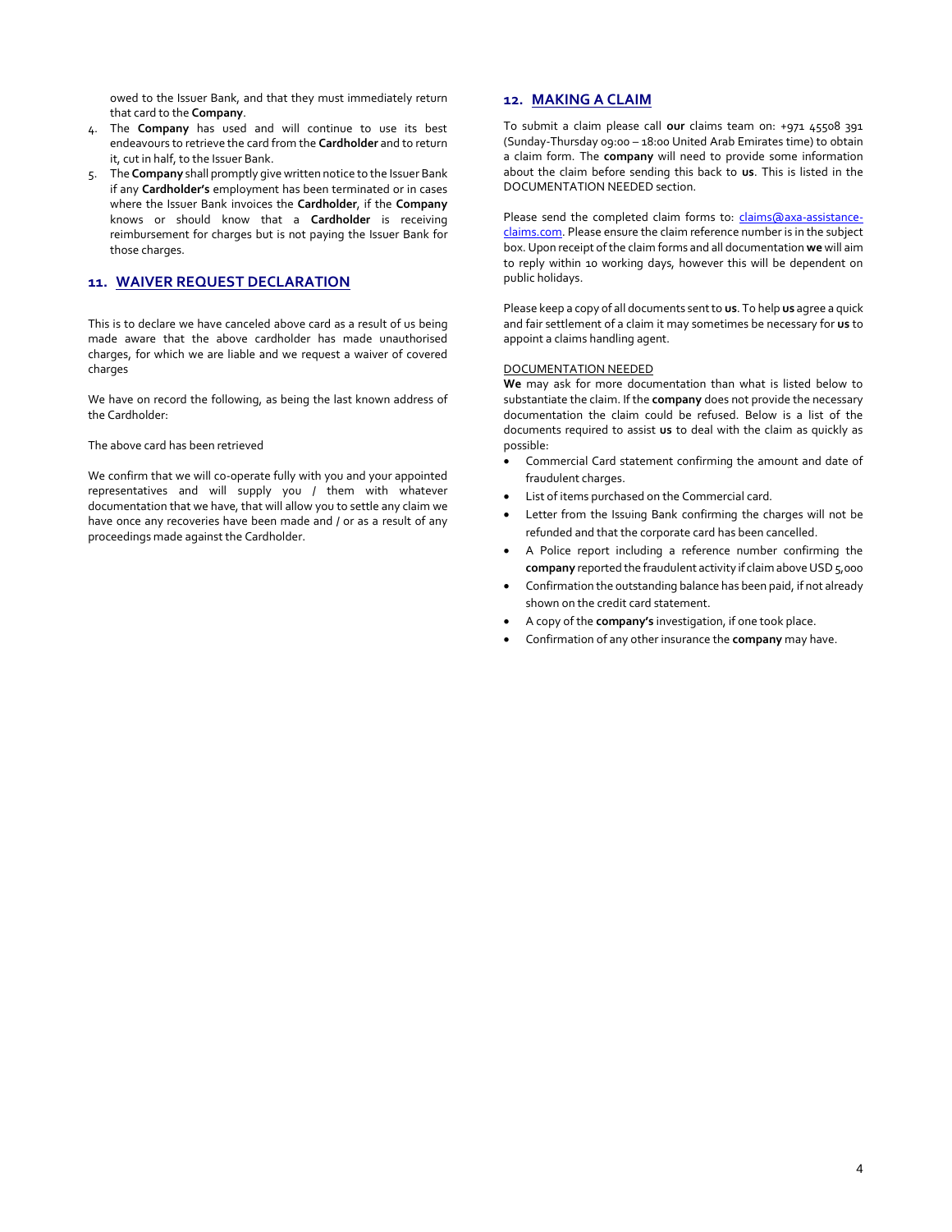owed to the Issuer Bank, and that they must immediately return that card to the **Company**.

4. The **Company** has used and will continue to use its best endeavours to retrieve the card from the **Cardholder** and to return it, cut in half, to the Issuer Bank.
5. The **Company** shall promptly give written notice to the Issuer Bank if any **Cardholder's** employment has been terminated or in cases where the Issuer Bank invoices the **Cardholder**, if the **Company** knows or should know that a **Cardholder** is receiving reimbursement for charges but is not paying the Issuer Bank for those charges.

## 11. WAIVER REQUEST DECLARATION

This is to declare we have canceled above card as a result of us being made aware that the above cardholder has made unauthorised charges, for which we are liable and we request a waiver of covered charges

We have on record the following, as being the last known address of the Cardholder:

The above card has been retrieved

We confirm that we will co-operate fully with you and your appointed representatives and will supply you / them with whatever documentation that we have, that will allow you to settle any claim we have once any recoveries have been made and / or as a result of any proceedings made against the Cardholder.

## 12. MAKING A CLAIM

To submit a claim please call **our** claims team on: +971 45508 391 (Sunday-Thursday 09:00 – 18:00 United Arab Emirates time) to obtain a claim form. The **company** will need to provide some information about the claim before sending this back to **us**. This is listed in the DOCUMENTATION NEEDED section.

Please send the completed claim forms to: claims@axa-assistance-claims.com. Please ensure the claim reference number is in the subject box. Upon receipt of the claim forms and all documentation **we** will aim to reply within 10 working days, however this will be dependent on public holidays.

Please keep a copy of all documents sent to **us**. To help **us** agree a quick and fair settlement of a claim it may sometimes be necessary for **us** to appoint a claims handling agent.

DOCUMENTATION NEEDED

**We** may ask for more documentation than what is listed below to substantiate the claim. If the **company** does not provide the necessary documentation the claim could be refused. Below is a list of the documents required to assist **us** to deal with the claim as quickly as possible:

- Commercial Card statement confirming the amount and date of fraudulent charges.
- List of items purchased on the Commercial card.
- Letter from the Issuing Bank confirming the charges will not be refunded and that the corporate card has been cancelled.
- A Police report including a reference number confirming the **company** reported the fraudulent activity if claim above USD 5,000
- Confirmation the outstanding balance has been paid, if not already shown on the credit card statement.
- A copy of the **company's** investigation, if one took place.
- Confirmation of any other insurance the **company** may have.